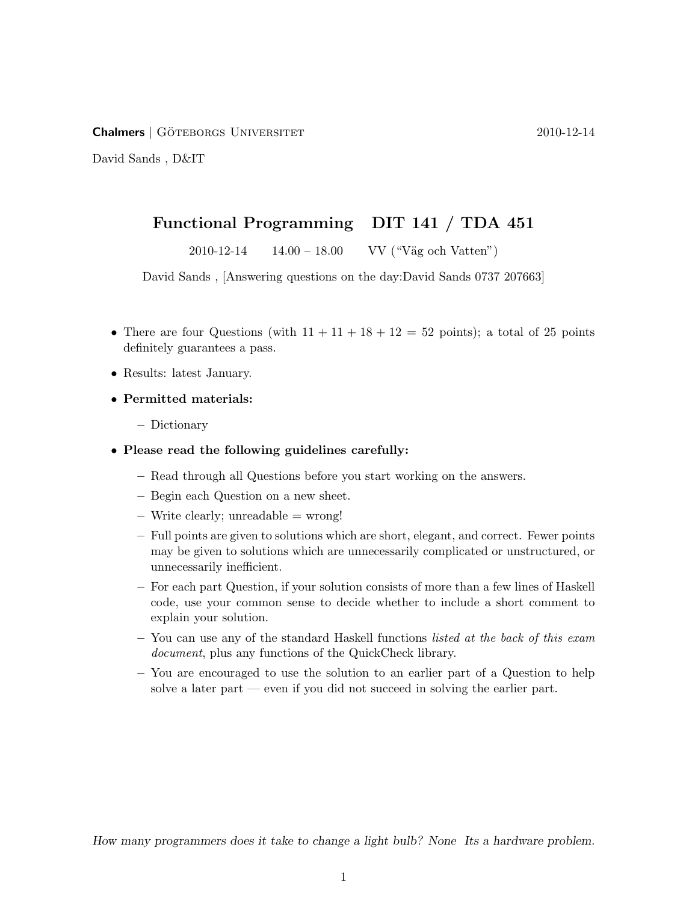**Chalmers** | Göteborgs Universitet 2010-12-14

David Sands , D&IT

# Functional Programming DIT 141 / TDA 451

2010-12-14 14.00 – 18.00 VV ("Väg och Vatten")

David Sands , [Answering questions on the day:David Sands 0737 207663]

- There are four Questions (with 11 + 11 + 18 + 12 = 52 points); a total of 25 points definitely guarantees a pass.
- Results: latest January.
- **Permitted materials:**
  - Dictionary
- **Please read the following guidelines carefully:**
  - Read through all Questions before you start working on the answers.
  - Begin each Question on a new sheet.
  - Write clearly; unreadable = wrong!
  - Full points are given to solutions which are short, elegant, and correct. Fewer points may be given to solutions which are unnecessarily complicated or unstructured, or unnecessarily inefficient.
  - For each part Question, if your solution consists of more than a few lines of Haskell code, use your common sense to decide whether to include a short comment to explain your solution.
  - You can use any of the standard Haskell functions *listed at the back of this exam document*, plus any functions of the QuickCheck library.
  - You are encouraged to use the solution to an earlier part of a Question to help solve a later part — even if you did not succeed in solving the earlier part.

*How many programmers does it take to change a light bulb? None Its a hardware problem.*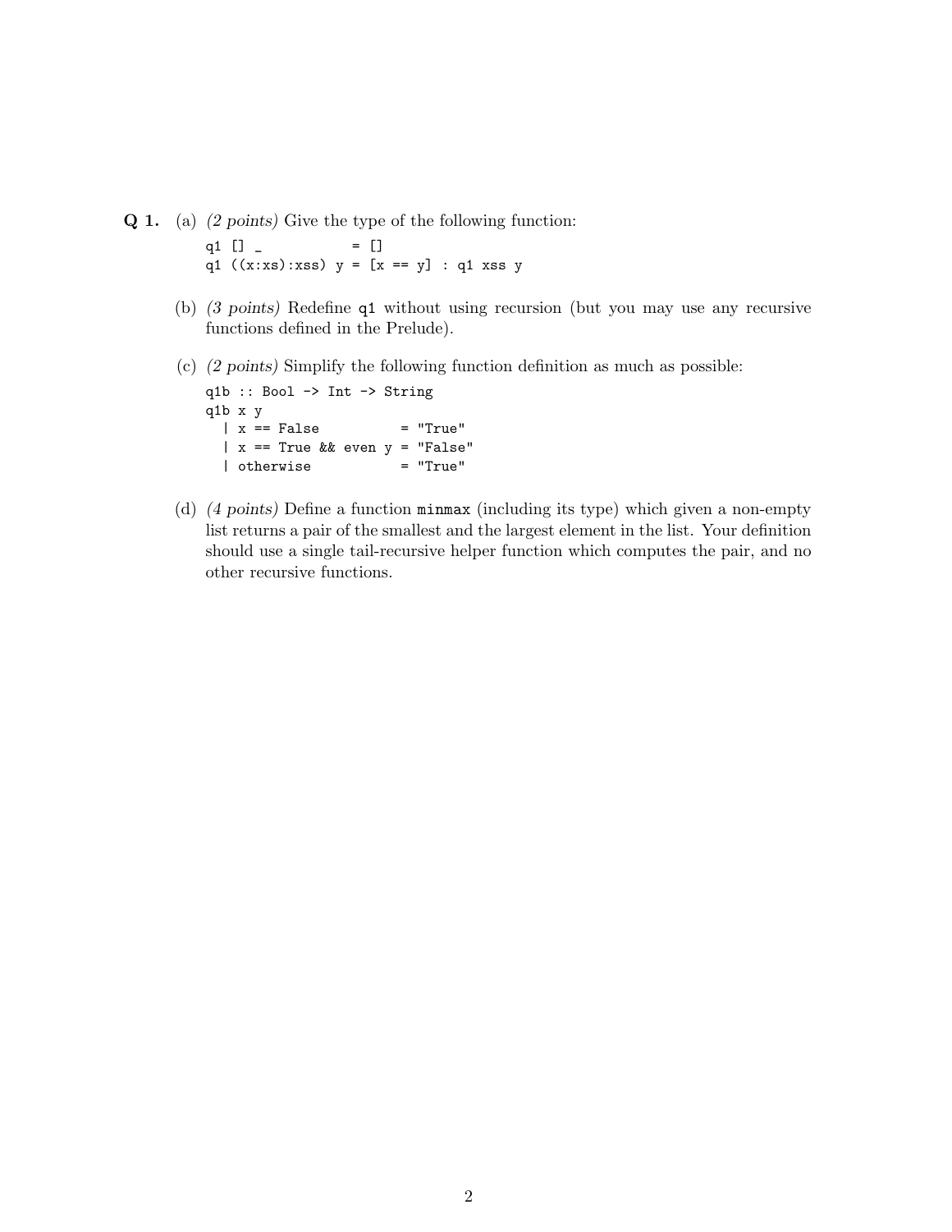**Q 1.** (a) *(2 points)* Give the type of the following function:

```
q1 [] _            = []
q1 ((x:xs):xss) y = [x == y] : q1 xss y
```

(b) *(3 points)* Redefine `q1` without using recursion (but you may use any recursive functions defined in the Prelude).

(c) *(2 points)* Simplify the following function definition as much as possible:

```
q1b :: Bool -> Int -> String
q1b x y
  | x == False          = "True"
  | x == True && even y = "False"
  | otherwise           = "True"
```

(d) *(4 points)* Define a function `minmax` (including its type) which given a non-empty list returns a pair of the smallest and the largest element in the list. Your definition should use a single tail-recursive helper function which computes the pair, and no other recursive functions.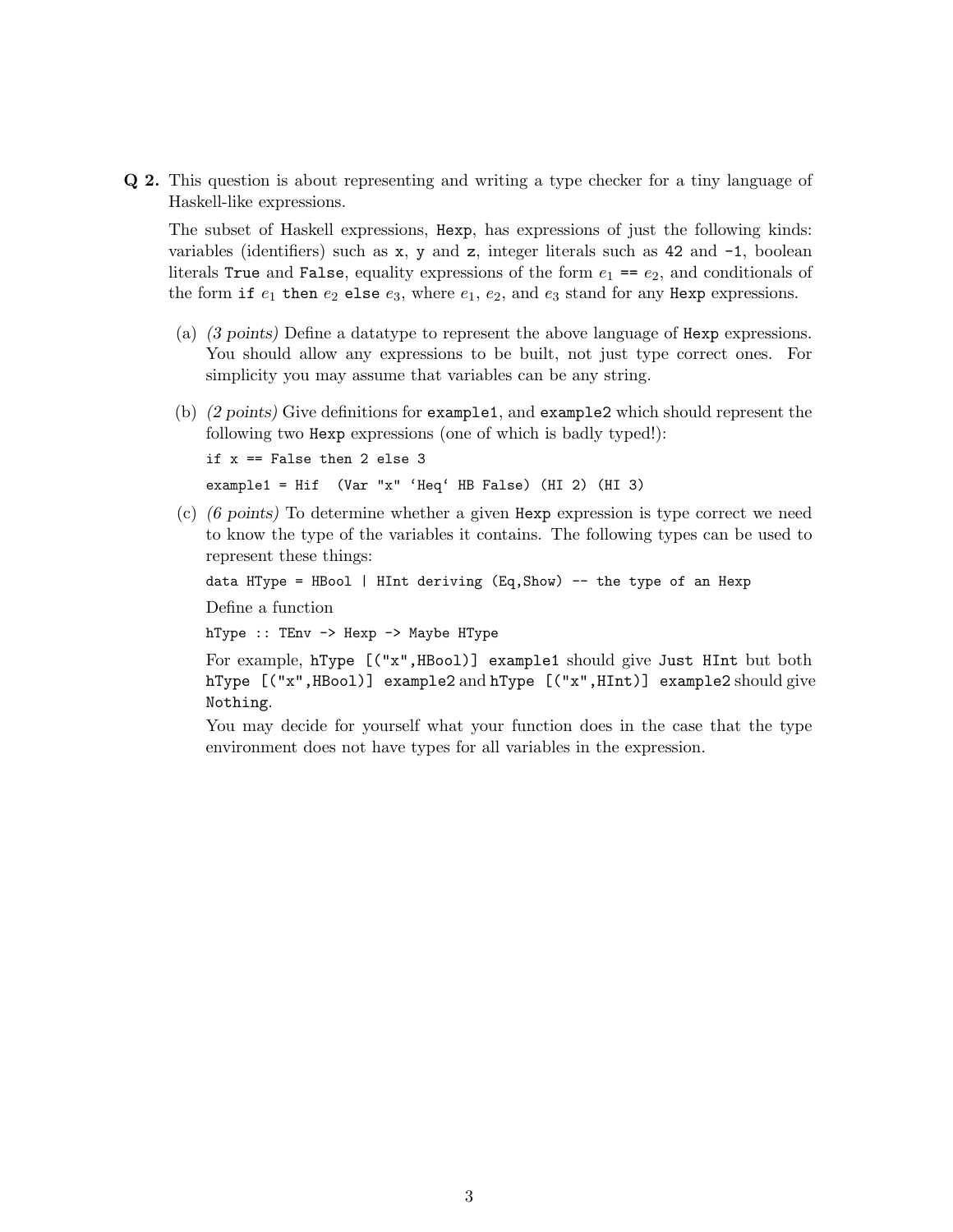**Q 2.** This question is about representing and writing a type checker for a tiny language of Haskell-like expressions.

The subset of Haskell expressions, `Hexp`, has expressions of just the following kinds: variables (identifiers) such as `x`, `y` and `z`, integer literals such as `42` and `-1`, boolean literals `True` and `False`, equality expressions of the form $e_1$ `==` $e_2$, and conditionals of the form `if` $e_1$ `then` $e_2$ `else` $e_3$, where $e_1$, $e_2$, and $e_3$ stand for any `Hexp` expressions.

(a) *(3 points)* Define a datatype to represent the above language of `Hexp` expressions. You should allow any expressions to be built, not just type correct ones. For simplicity you may assume that variables can be any string.

(b) *(2 points)* Give definitions for `example1`, and `example2` which should represent the following two `Hexp` expressions (one of which is badly typed!):

```
if x == False then 2 else 3
```

```
example1 = Hif  (Var "x" `Heq` HB False) (HI 2) (HI 3)
```

(c) *(6 points)* To determine whether a given `Hexp` expression is type correct we need to know the type of the variables it contains. The following types can be used to represent these things:

```
data HType = HBool | HInt deriving (Eq,Show) -- the type of an Hexp
```

Define a function

```
hType :: TEnv -> Hexp -> Maybe HType
```

For example, `hType [("x",HBool)] example1` should give `Just HInt` but both `hType [("x",HBool)] example2` and `hType [("x",HInt)] example2` should give `Nothing`.

You may decide for yourself what your function does in the case that the type environment does not have types for all variables in the expression.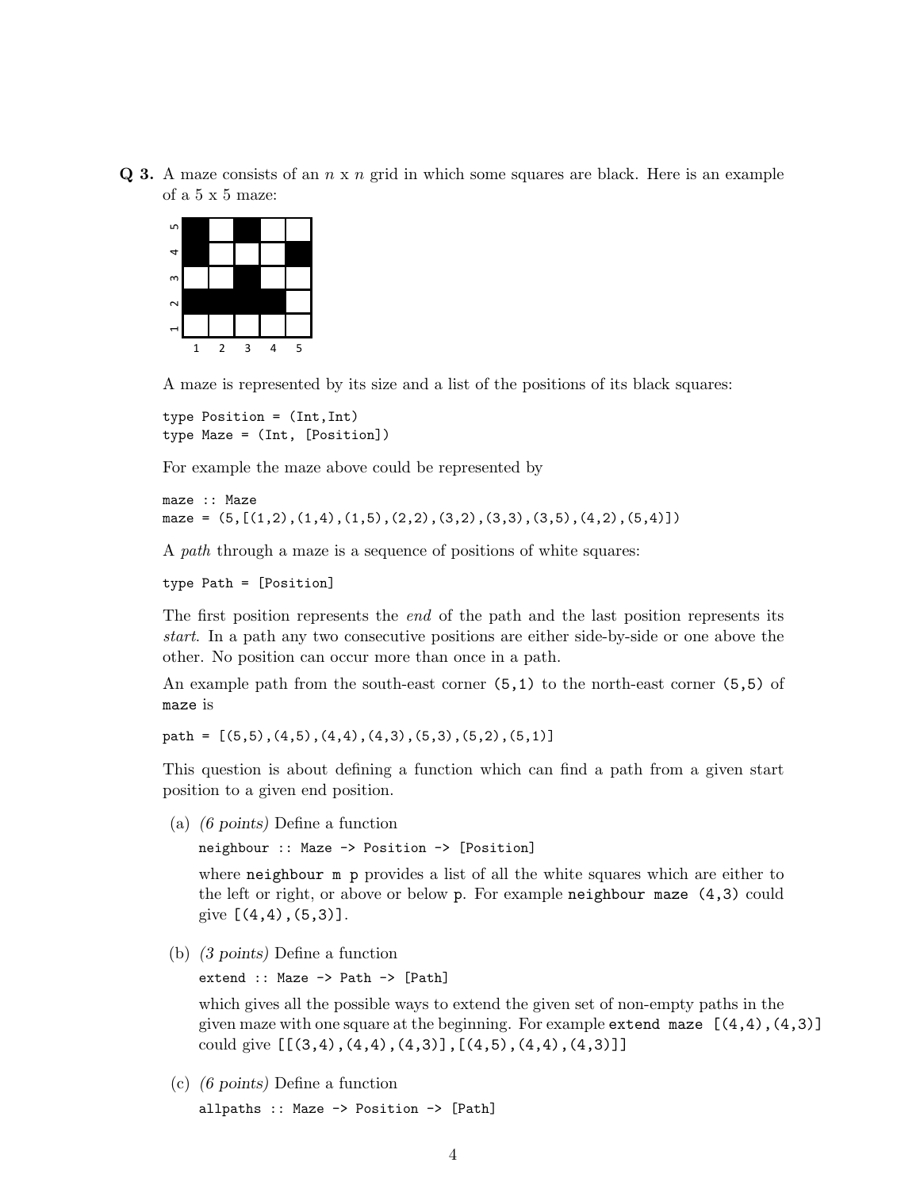**Q 3.** A maze consists of an $n$ x $n$ grid in which some squares are black. Here is an example of a 5 x 5 maze:

A maze is represented by its size and a list of the positions of its black squares:

```
type Position = (Int,Int)
type Maze = (Int, [Position])
```

For example the maze above could be represented by

```
maze :: Maze
maze = (5,[(1,2),(1,4),(1,5),(2,2),(3,2),(3,3),(3,5),(4,2),(5,4)])
```

A *path* through a maze is a sequence of positions of white squares:

```
type Path = [Position]
```

The first position represents the *end* of the path and the last position represents its *start*. In a path any two consecutive positions are either side-by-side or one above the other. No position can occur more than once in a path.

An example path from the south-east corner `(5,1)` to the north-east corner `(5,5)` of `maze` is

```
path = [(5,5),(4,5),(4,4),(4,3),(5,3),(5,2),(5,1)]
```

This question is about defining a function which can find a path from a given start position to a given end position.

(a) *(6 points)* Define a function

```
neighbour :: Maze -> Position -> [Position]
```

where `neighbour m p` provides a list of all the white squares which are either to the left or right, or above or below `p`. For example `neighbour maze (4,3)` could give `[(4,4),(5,3)]`.

(b) *(3 points)* Define a function

```
extend :: Maze -> Path -> [Path]
```

which gives all the possible ways to extend the given set of non-empty paths in the given maze with one square at the beginning. For example `extend maze [(4,4),(4,3)]` could give `[[(3,4),(4,4),(4,3)],[(4,5),(4,4),(4,3)]]`

(c) *(6 points)* Define a function

```
allpaths :: Maze -> Position -> [Path]
```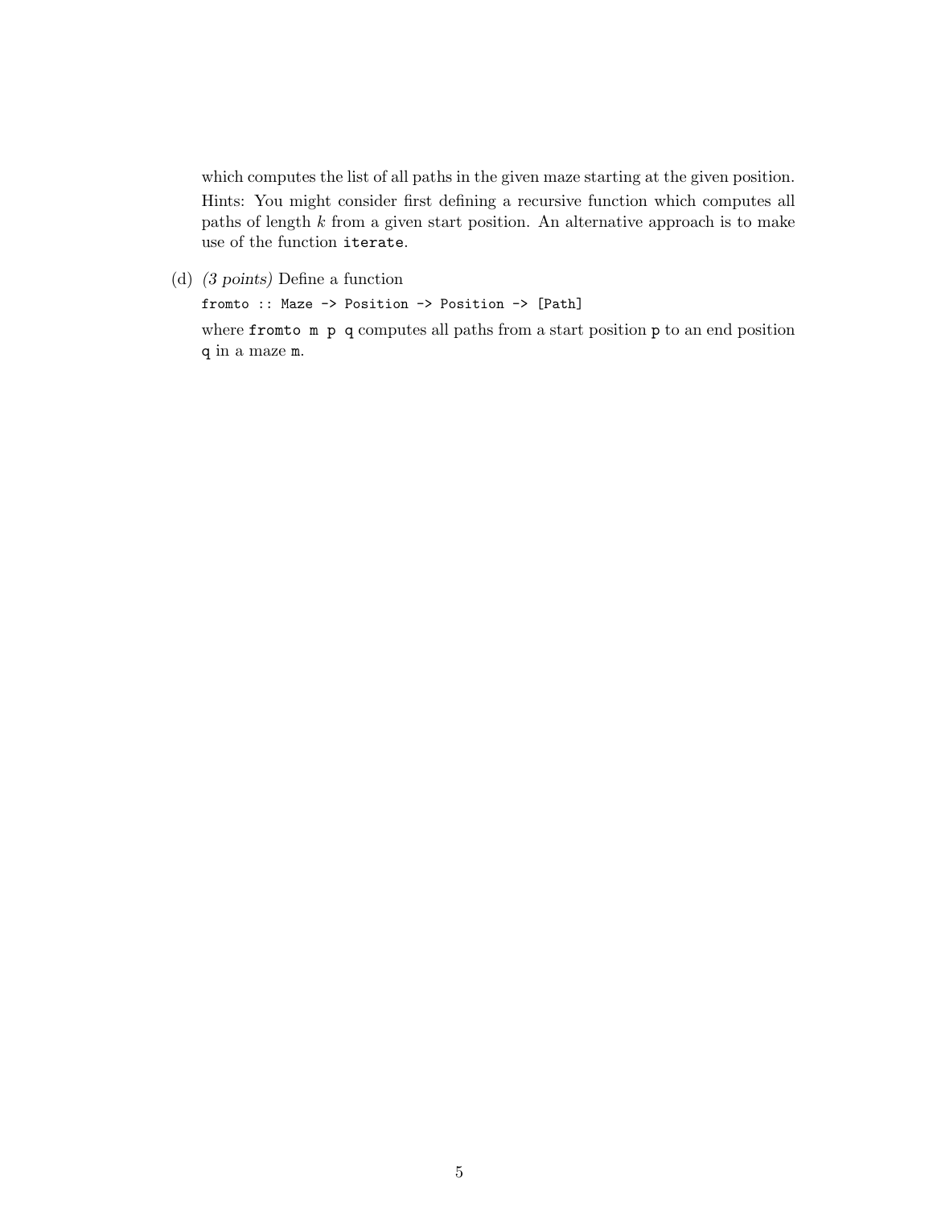which computes the list of all paths in the given maze starting at the given position.

Hints: You might consider first defining a recursive function which computes all paths of length $k$ from a given start position. An alternative approach is to make use of the function `iterate`.

(d) *(3 points)* Define a function

```
fromto :: Maze -> Position -> Position -> [Path]
```

where `fromto m p q` computes all paths from a start position `p` to an end position `q` in a maze `m`.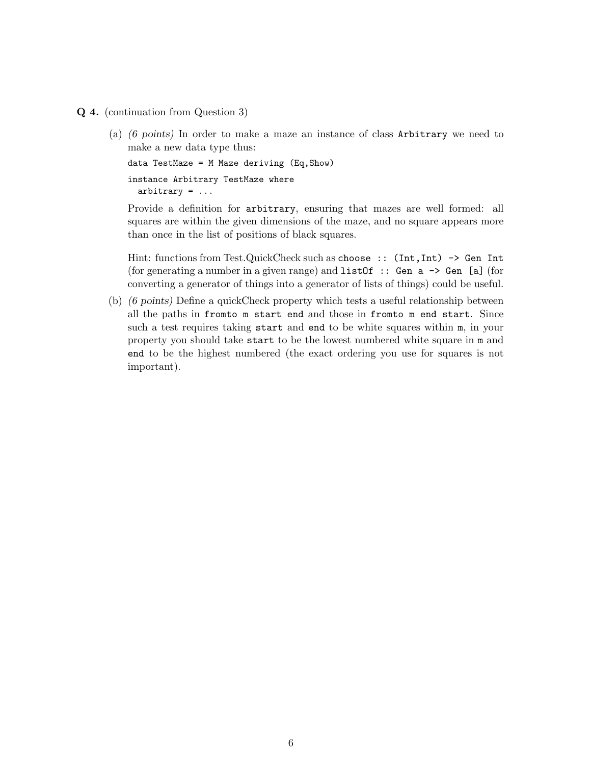**Q 4.** (continuation from Question 3)

(a) *(6 points)* In order to make a maze an instance of class `Arbitrary` we need to make a new data type thus:

```
data TestMaze = M Maze deriving (Eq,Show)
```

```
instance Arbitrary TestMaze where
  arbitrary = ...
```

Provide a definition for `arbitrary`, ensuring that mazes are well formed: all squares are within the given dimensions of the maze, and no square appears more than once in the list of positions of black squares.

Hint: functions from Test.QuickCheck such as `choose :: (Int,Int) -> Gen Int` (for generating a number in a given range) and `listOf :: Gen a -> Gen [a]` (for converting a generator of things into a generator of lists of things) could be useful.

(b) *(6 points)* Define a quickCheck property which tests a useful relationship between all the paths in `fromto m start end` and those in `fromto m end start`. Since such a test requires taking `start` and `end` to be white squares within `m`, in your property you should take `start` to be the lowest numbered white square in `m` and `end` to be the highest numbered (the exact ordering you use for squares is not important).